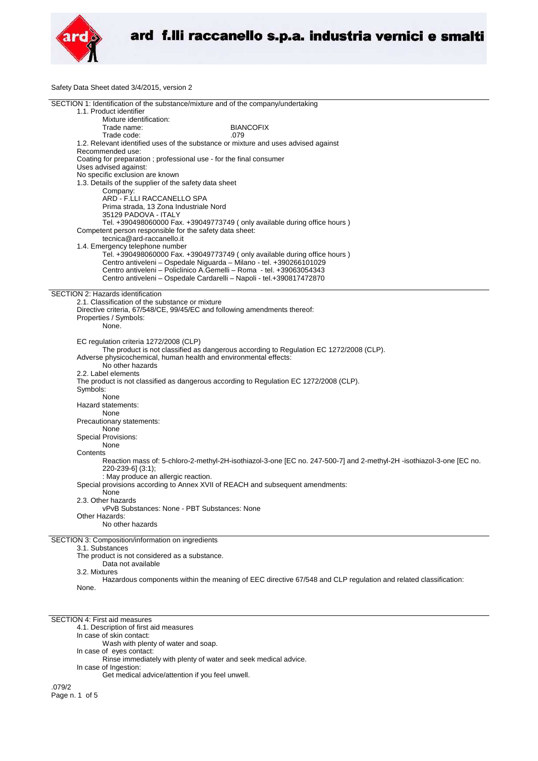# ard f.lli raccanello s.p.a. industria vernici e smalti

Safety Data Sheet dated 3/4/2015, version 2

## SECTION 1: Identification of the substance/mixture and of the company/undertaking

1.1. Product identifier

Mixture identification:

Trade name: BIANCOFIX

Trade code: .079

1.2. Relevant identified uses of the substance or mixture and uses advised against

Recommended use:

Coating for preparation ; professional use - for the final consumer

Uses advised against:

No specific exclusion are known

1.3. Details of the supplier of the safety data sheet

Company:

ARD - F.LLI RACCANELLO SPA

Prima strada, 13 Zona Industriale Nord

35129 PADOVA - ITALY

Tel. +390498060000 Fax. +39049773749 ( only available during office hours )

Competent person responsible for the safety data sheet:

tecnica@ard-raccanello.it

1.4. Emergency telephone number

Tel. +390498060000 Fax. +39049773749 ( only available during office hours )

Centro antiveleni – Ospedale Niguarda – Milano - tel. +390266101029

Centro antiveleni – Policlinico A.Gemelli – Roma - tel. +39063054343

Centro antiveleni – Ospedale Cardarelli – Napoli - tel.+390817472870

## SECTION 2: Hazards identification

2.1. Classification of the substance or mixture

Directive criteria, 67/548/CE, 99/45/EC and following amendments thereof:

Properties / Symbols:

None.

EC regulation criteria 1272/2008 (CLP)

The product is not classified as dangerous according to Regulation EC 1272/2008 (CLP).

Adverse physicochemical, human health and environmental effects:

No other hazards

2.2. Label elements

The product is not classified as dangerous according to Regulation EC 1272/2008 (CLP).

Symbols:

None

Hazard statements:

None

Precautionary statements:

None

Special Provisions:

None

Contents

Reaction mass of: 5-chloro-2-methyl-2H-isothiazol-3-one [EC no. 247-500-7] and 2-methyl-2H -isothiazol-3-one [EC no. 220-239-6] (3:1);

: May produce an allergic reaction.

Special provisions according to Annex XVII of REACH and subsequent amendments:

None

2.3. Other hazards

vPvB Substances: None - PBT Substances: None

Other Hazards:

No other hazards

## SECTION 3: Composition/information on ingredients

3.1. Substances

The product is not considered as a substance.

Data not available

3.2. Mixtures

Hazardous components within the meaning of EEC directive 67/548 and CLP regulation and related classification:

None.

## SECTION 4: First aid measures

4.1. Description of first aid measures

In case of skin contact:

Wash with plenty of water and soap.

In case of eyes contact:

Rinse immediately with plenty of water and seek medical advice.

In case of Ingestion:

Get medical advice/attention if you feel unwell.

.079/2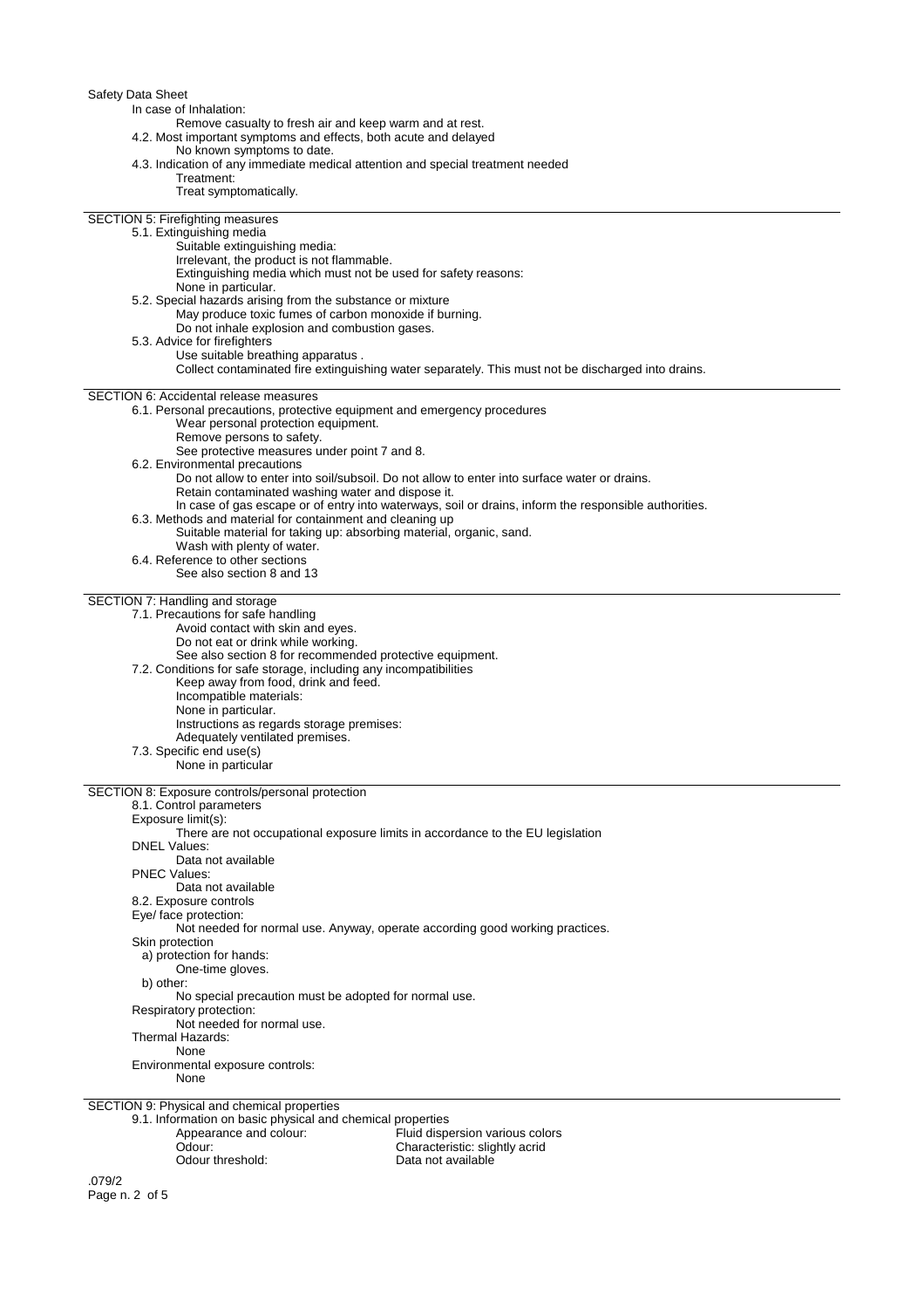In case of Inhalation:

Remove casualty to fresh air and keep warm and at rest.

4.2. Most important symptoms and effects, both acute and delayed

No known symptoms to date.

4.3. Indication of any immediate medical attention and special treatment needed

Treatment:

Treat symptomatically.

## SECTION 5: Firefighting measures

5.1. Extinguishing media

Suitable extinguishing media:

Irrelevant, the product is not flammable.

Extinguishing media which must not be used for safety reasons:

None in particular.

5.2. Special hazards arising from the substance or mixture

May produce toxic fumes of carbon monoxide if burning.

Do not inhale explosion and combustion gases.

5.3. Advice for firefighters

Use suitable breathing apparatus .

Collect contaminated fire extinguishing water separately. This must not be discharged into drains.

## SECTION 6: Accidental release measures

6.1. Personal precautions, protective equipment and emergency procedures

Wear personal protection equipment.

Remove persons to safety.

See protective measures under point 7 and 8.

6.2. Environmental precautions

Do not allow to enter into soil/subsoil. Do not allow to enter into surface water or drains.

Retain contaminated washing water and dispose it.

In case of gas escape or of entry into waterways, soil or drains, inform the responsible authorities.

6.3. Methods and material for containment and cleaning up

Suitable material for taking up: absorbing material, organic, sand.

Wash with plenty of water.

6.4. Reference to other sections

See also section 8 and 13

## SECTION 7: Handling and storage

7.1. Precautions for safe handling

Avoid contact with skin and eyes.

Do not eat or drink while working.

See also section 8 for recommended protective equipment.

7.2. Conditions for safe storage, including any incompatibilities

Keep away from food, drink and feed.

Incompatible materials:

None in particular.

Instructions as regards storage premises:

Adequately ventilated premises.

7.3. Specific end use(s)

None in particular

## SECTION 8: Exposure controls/personal protection

8.1. Control parameters

Exposure limit(s):

There are not occupational exposure limits in accordance to the EU legislation

DNEL Values:

Data not available

PNEC Values:

Data not available

8.2. Exposure controls

Eye/ face protection:

Not needed for normal use. Anyway, operate according good working practices.

Skin protection

a) protection for hands:

One-time gloves.

b) other:

No special precaution must be adopted for normal use.

Respiratory protection:

Not needed for normal use.

Thermal Hazards:

None

Environmental exposure controls:

None

## SECTION 9: Physical and chemical properties

9.1. Information on basic physical and chemical properties

| | |
|---|---|
| Appearance and colour: | Fluid dispersion various colors |
| Odour: | Characteristic: slightly acrid |
| Odour threshold: | Data not available |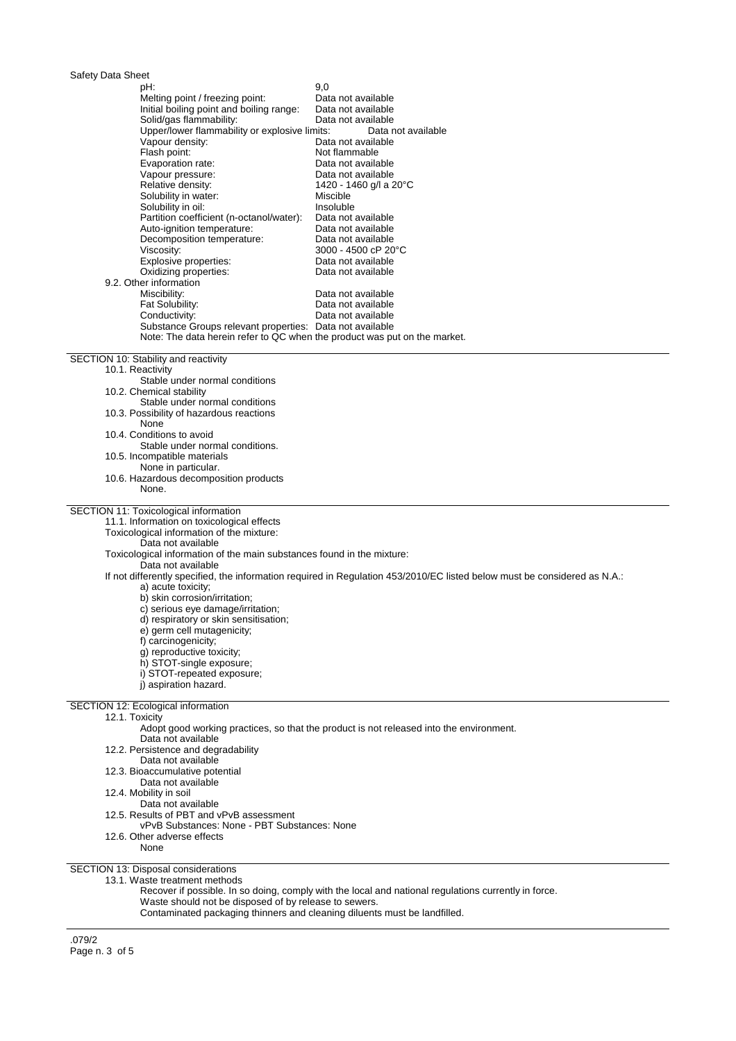| | |
|---|---|
| pH: | 9,0 |
| Melting point / freezing point: | Data not available |
| Initial boiling point and boiling range: | Data not available |
| Solid/gas flammability: | Data not available |
| Upper/lower flammability or explosive limits: | Data not available |
| Vapour density: | Data not available |
| Flash point: | Not flammable |
| Evaporation rate: | Data not available |
| Vapour pressure: | Data not available |
| Relative density: | 1420 - 1460 g/l a 20°C |
| Solubility in water: | Miscible |
| Solubility in oil: | Insoluble |
| Partition coefficient (n-octanol/water): | Data not available |
| Auto-ignition temperature: | Data not available |
| Decomposition temperature: | Data not available |
| Viscosity: | 3000 - 4500 cP 20°C |
| Explosive properties: | Data not available |
| Oxidizing properties: | Data not available |

9.2. Other information

| | |
|---|---|
| Miscibility: | Data not available |
| Fat Solubility: | Data not available |
| Conductivity: | Data not available |
| Substance Groups relevant properties: | Data not available |

Note: The data herein refer to QC when the product was put on the market.

## SECTION 10: Stability and reactivity

10.1. Reactivity
Stable under normal conditions

10.2. Chemical stability
Stable under normal conditions

10.3. Possibility of hazardous reactions
None

10.4. Conditions to avoid
Stable under normal conditions.

10.5. Incompatible materials
None in particular.

10.6. Hazardous decomposition products
None.

## SECTION 11: Toxicological information

11.1. Information on toxicological effects

Toxicological information of the mixture:
Data not available

Toxicological information of the main substances found in the mixture:
Data not available

If not differently specified, the information required in Regulation 453/2010/EC listed below must be considered as N.A.:

a) acute toxicity;
b) skin corrosion/irritation;
c) serious eye damage/irritation;
d) respiratory or skin sensitisation;
e) germ cell mutagenicity;
f) carcinogenicity;
g) reproductive toxicity;
h) STOT-single exposure;
i) STOT-repeated exposure;
j) aspiration hazard.

## SECTION 12: Ecological information

12.1. Toxicity
Adopt good working practices, so that the product is not released into the environment.
Data not available

12.2. Persistence and degradability
Data not available

12.3. Bioaccumulative potential
Data not available

12.4. Mobility in soil
Data not available

12.5. Results of PBT and vPvB assessment
vPvB Substances: None - PBT Substances: None

12.6. Other adverse effects
None

## SECTION 13: Disposal considerations

13.1. Waste treatment methods
Recover if possible. In so doing, comply with the local and national regulations currently in force.
Waste should not be disposed of by release to sewers.
Contaminated packaging thinners and cleaning diluents must be landfilled.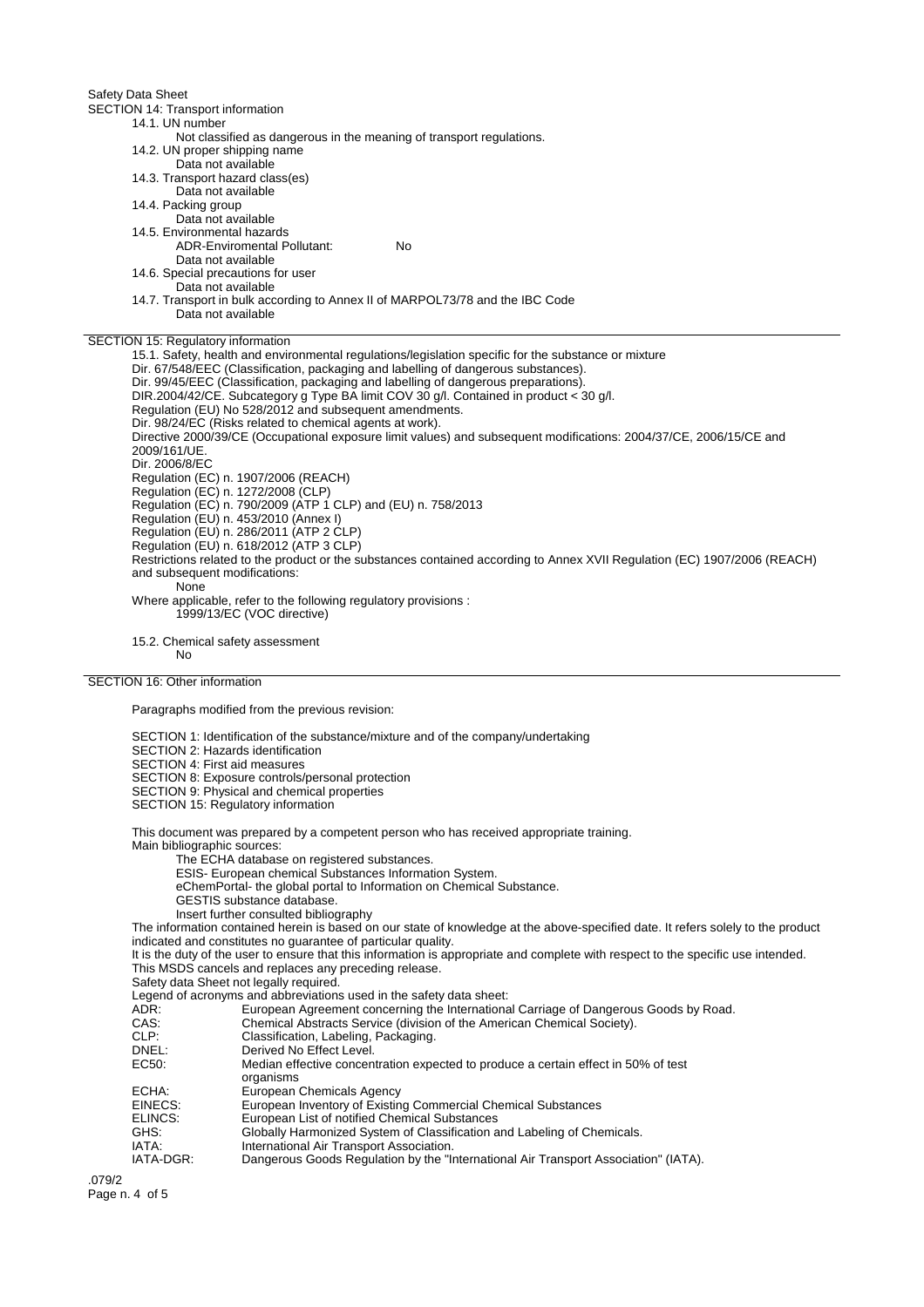Safety Data Sheet

## SECTION 14: Transport information

14.1. UN number

Not classified as dangerous in the meaning of transport regulations.

14.2. UN proper shipping name

Data not available

14.3. Transport hazard class(es)

Data not available

14.4. Packing group

Data not available

14.5. Environmental hazards

ADR-Enviromental Pollutant: No

Data not available

14.6. Special precautions for user

Data not available

14.7. Transport in bulk according to Annex II of MARPOL73/78 and the IBC Code

Data not available

## SECTION 15: Regulatory information

15.1. Safety, health and environmental regulations/legislation specific for the substance or mixture

Dir. 67/548/EEC (Classification, packaging and labelling of dangerous substances).

Dir. 99/45/EEC (Classification, packaging and labelling of dangerous preparations).

DIR.2004/42/CE. Subcategory g Type BA limit COV 30 g/l. Contained in product < 30 g/l.

Regulation (EU) No 528/2012 and subsequent amendments.

Dir. 98/24/EC (Risks related to chemical agents at work).

Directive 2000/39/CE (Occupational exposure limit values) and subsequent modifications: 2004/37/CE, 2006/15/CE and 2009/161/UE.

Dir. 2006/8/EC

Regulation (EC) n. 1907/2006 (REACH)

Regulation (EC) n. 1272/2008 (CLP)

Regulation (EC) n. 790/2009 (ATP 1 CLP) and (EU) n. 758/2013

Regulation (EU) n. 453/2010 (Annex I)

Regulation (EU) n. 286/2011 (ATP 2 CLP)

Regulation (EU) n. 618/2012 (ATP 3 CLP)

Restrictions related to the product or the substances contained according to Annex XVII Regulation (EC) 1907/2006 (REACH) and subsequent modifications:

None

Where applicable, refer to the following regulatory provisions :

1999/13/EC (VOC directive)

15.2. Chemical safety assessment

No

## SECTION 16: Other information

Paragraphs modified from the previous revision:

SECTION 1: Identification of the substance/mixture and of the company/undertaking

SECTION 2: Hazards identification

SECTION 4: First aid measures

SECTION 8: Exposure controls/personal protection

SECTION 9: Physical and chemical properties

SECTION 15: Regulatory information

This document was prepared by a competent person who has received appropriate training.

Main bibliographic sources:

The ECHA database on registered substances.

ESIS- European chemical Substances Information System.

eChemPortal- the global portal to Information on Chemical Substance.

GESTIS substance database.

Insert further consulted bibliography

The information contained herein is based on our state of knowledge at the above-specified date. It refers solely to the product indicated and constitutes no guarantee of particular quality.

It is the duty of the user to ensure that this information is appropriate and complete with respect to the specific use intended.

This MSDS cancels and replaces any preceding release.

Safety data Sheet not legally required.

Legend of acronyms and abbreviations used in the safety data sheet:

| | |
|---|---|
| ADR: | European Agreement concerning the International Carriage of Dangerous Goods by Road. |
| CAS: | Chemical Abstracts Service (division of the American Chemical Society). |
| CLP: | Classification, Labeling, Packaging. |
| DNEL: | Derived No Effect Level. |
| EC50: | Median effective concentration expected to produce a certain effect in 50% of test organisms |
| ECHA: | European Chemicals Agency |
| EINECS: | European Inventory of Existing Commercial Chemical Substances |
| ELINCS: | European List of notified Chemical Substances |
| GHS: | Globally Harmonized System of Classification and Labeling of Chemicals. |
| IATA: | International Air Transport Association. |
| IATA-DGR: | Dangerous Goods Regulation by the "International Air Transport Association" (IATA). |

.079/2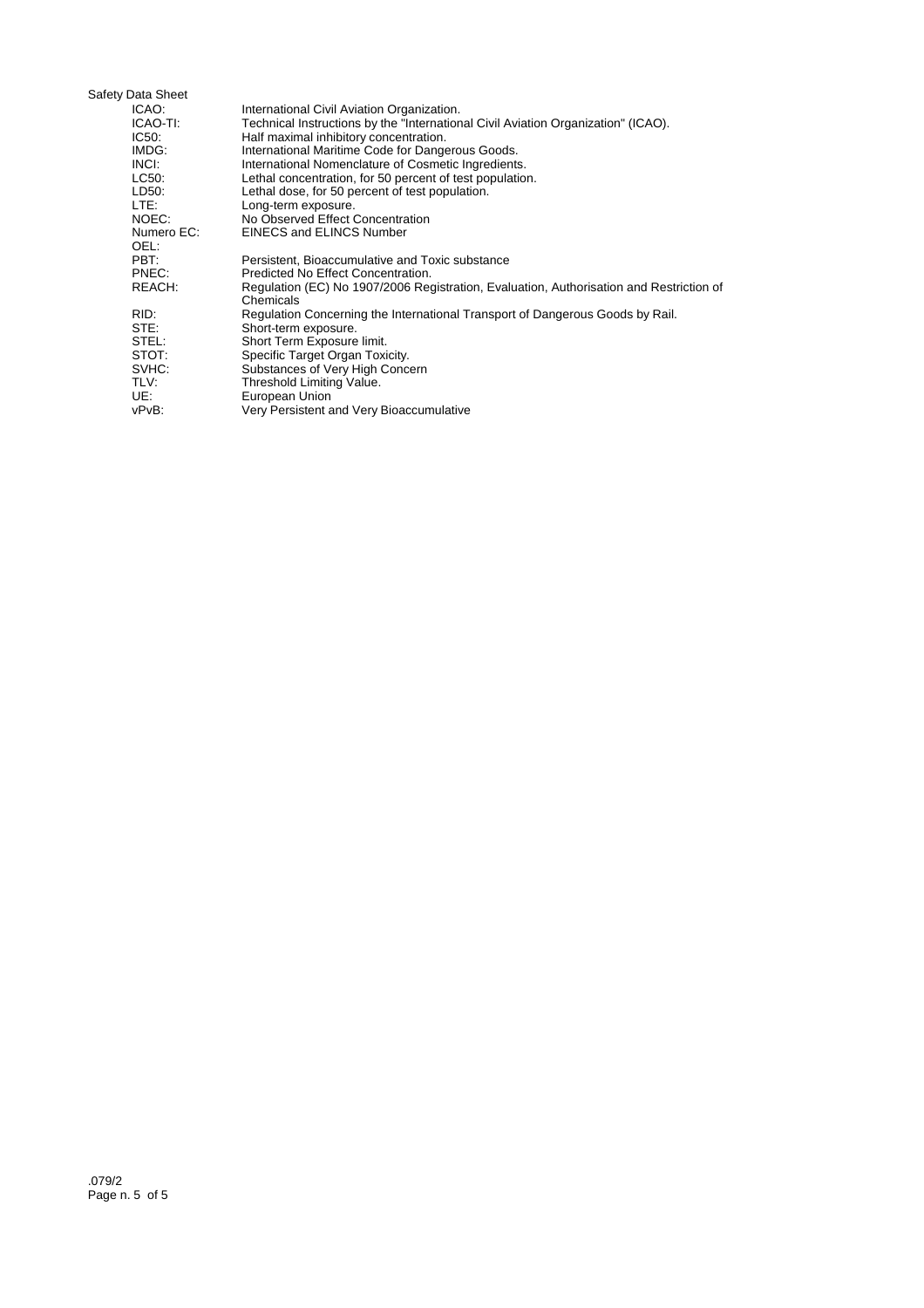| | |
|---|---|
| ICAO: | International Civil Aviation Organization. |
| ICAO-TI: | Technical Instructions by the "International Civil Aviation Organization" (ICAO). |
| IC50: | Half maximal inhibitory concentration. |
| IMDG: | International Maritime Code for Dangerous Goods. |
| INCI: | International Nomenclature of Cosmetic Ingredients. |
| LC50: | Lethal concentration, for 50 percent of test population. |
| LD50: | Lethal dose, for 50 percent of test population. |
| LTE: | Long-term exposure. |
| NOEC: | No Observed Effect Concentration |
| Numero EC: | EINECS and ELINCS Number |
| OEL: | |
| PBT: | Persistent, Bioaccumulative and Toxic substance |
| PNEC: | Predicted No Effect Concentration. |
| REACH: | Regulation (EC) No 1907/2006 Registration, Evaluation, Authorisation and Restriction of Chemicals |
| RID: | Regulation Concerning the International Transport of Dangerous Goods by Rail. |
| STE: | Short-term exposure. |
| STEL: | Short Term Exposure limit. |
| STOT: | Specific Target Organ Toxicity. |
| SVHC: | Substances of Very High Concern |
| TLV: | Threshold Limiting Value. |
| UE: | European Union |
| vPvB: | Very Persistent and Very Bioaccumulative |